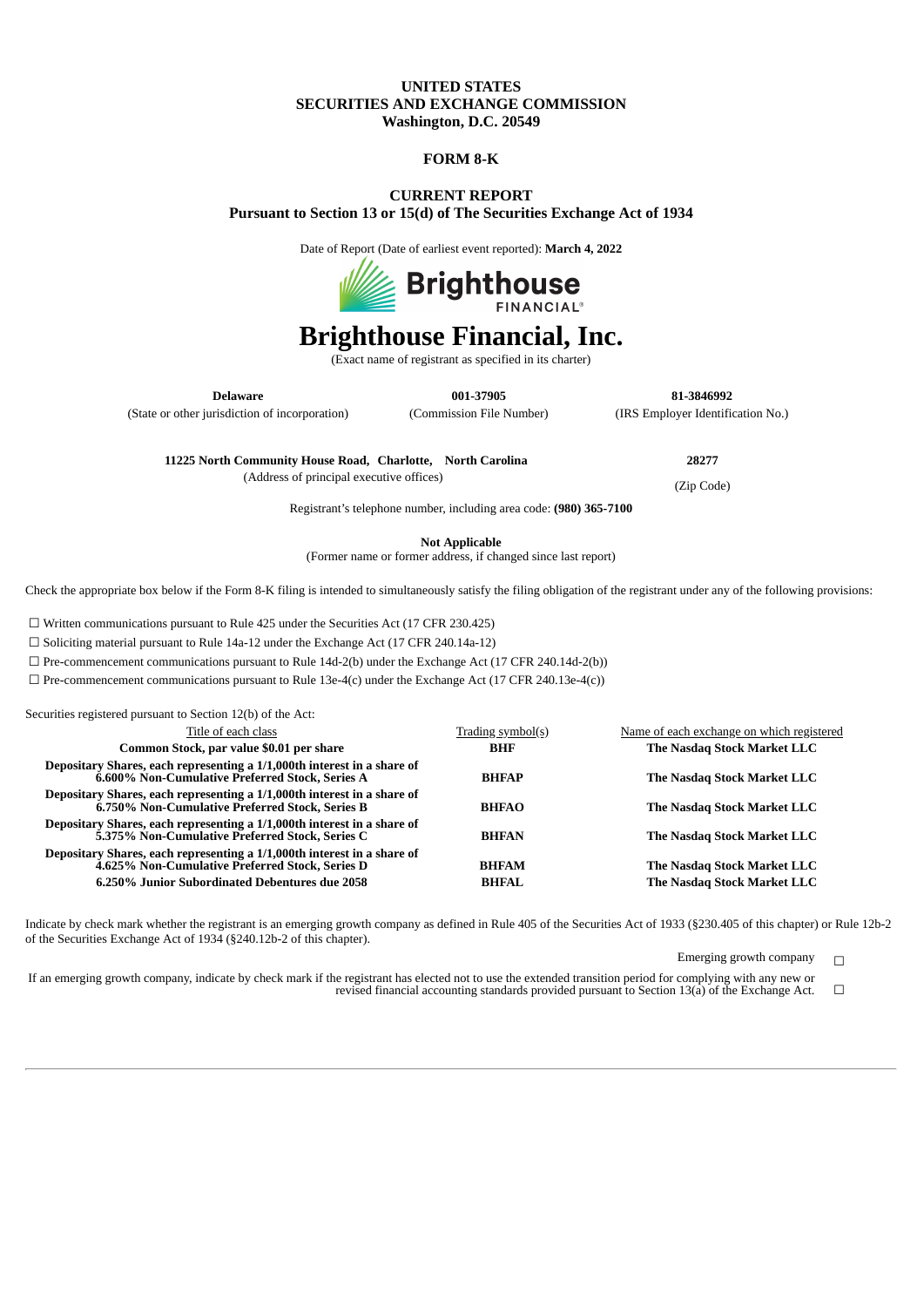**UNITED STATES**
**SECURITIES AND EXCHANGE COMMISSION**
**Washington, D.C. 20549**

**FORM 8-K**

**CURRENT REPORT**
**Pursuant to Section 13 or 15(d) of The Securities Exchange Act of 1934**

Date of Report (Date of earliest event reported): **March 4, 2022**

# Brighthouse Financial, Inc.

(Exact name of registrant as specified in its charter)

| **Delaware** | **001-37905** | **81-3846992** |
|---|---|---|
| (State or other jurisdiction of incorporation) | (Commission File Number) | (IRS Employer Identification No.) |

| **11225 North Community House Road, Charlotte, North Carolina** | **28277** |
|---|---|
| (Address of principal executive offices) | (Zip Code) |

Registrant's telephone number, including area code: **(980) 365-7100**

**Not Applicable**
(Former name or former address, if changed since last report)

Check the appropriate box below if the Form 8-K filing is intended to simultaneously satisfy the filing obligation of the registrant under any of the following provisions:

☐ Written communications pursuant to Rule 425 under the Securities Act (17 CFR 230.425)

☐ Soliciting material pursuant to Rule 14a-12 under the Exchange Act (17 CFR 240.14a-12)

☐ Pre-commencement communications pursuant to Rule 14d-2(b) under the Exchange Act (17 CFR 240.14d-2(b))

☐ Pre-commencement communications pursuant to Rule 13e-4(c) under the Exchange Act (17 CFR 240.13e-4(c))

Securities registered pursuant to Section 12(b) of the Act:

| Title of each class | Trading symbol(s) | Name of each exchange on which registered |
|---|---|---|
| **Common Stock, par value $0.01 per share** | **BHF** | **The Nasdaq Stock Market LLC** |
| **Depositary Shares, each representing a 1/1,000th interest in a share of 6.600% Non-Cumulative Preferred Stock, Series A** | **BHFAP** | **The Nasdaq Stock Market LLC** |
| **Depositary Shares, each representing a 1/1,000th interest in a share of 6.750% Non-Cumulative Preferred Stock, Series B** | **BHFAO** | **The Nasdaq Stock Market LLC** |
| **Depositary Shares, each representing a 1/1,000th interest in a share of 5.375% Non-Cumulative Preferred Stock, Series C** | **BHFAN** | **The Nasdaq Stock Market LLC** |
| **Depositary Shares, each representing a 1/1,000th interest in a share of 4.625% Non-Cumulative Preferred Stock, Series D** | **BHFAM** | **The Nasdaq Stock Market LLC** |
| **6.250% Junior Subordinated Debentures due 2058** | **BHFAL** | **The Nasdaq Stock Market LLC** |

Indicate by check mark whether the registrant is an emerging growth company as defined in Rule 405 of the Securities Act of 1933 (§230.405 of this chapter) or Rule 12b-2 of the Securities Exchange Act of 1934 (§240.12b-2 of this chapter).

Emerging growth company ☐

If an emerging growth company, indicate by check mark if the registrant has elected not to use the extended transition period for complying with any new or revised financial accounting standards provided pursuant to Section 13(a) of the Exchange Act. ☐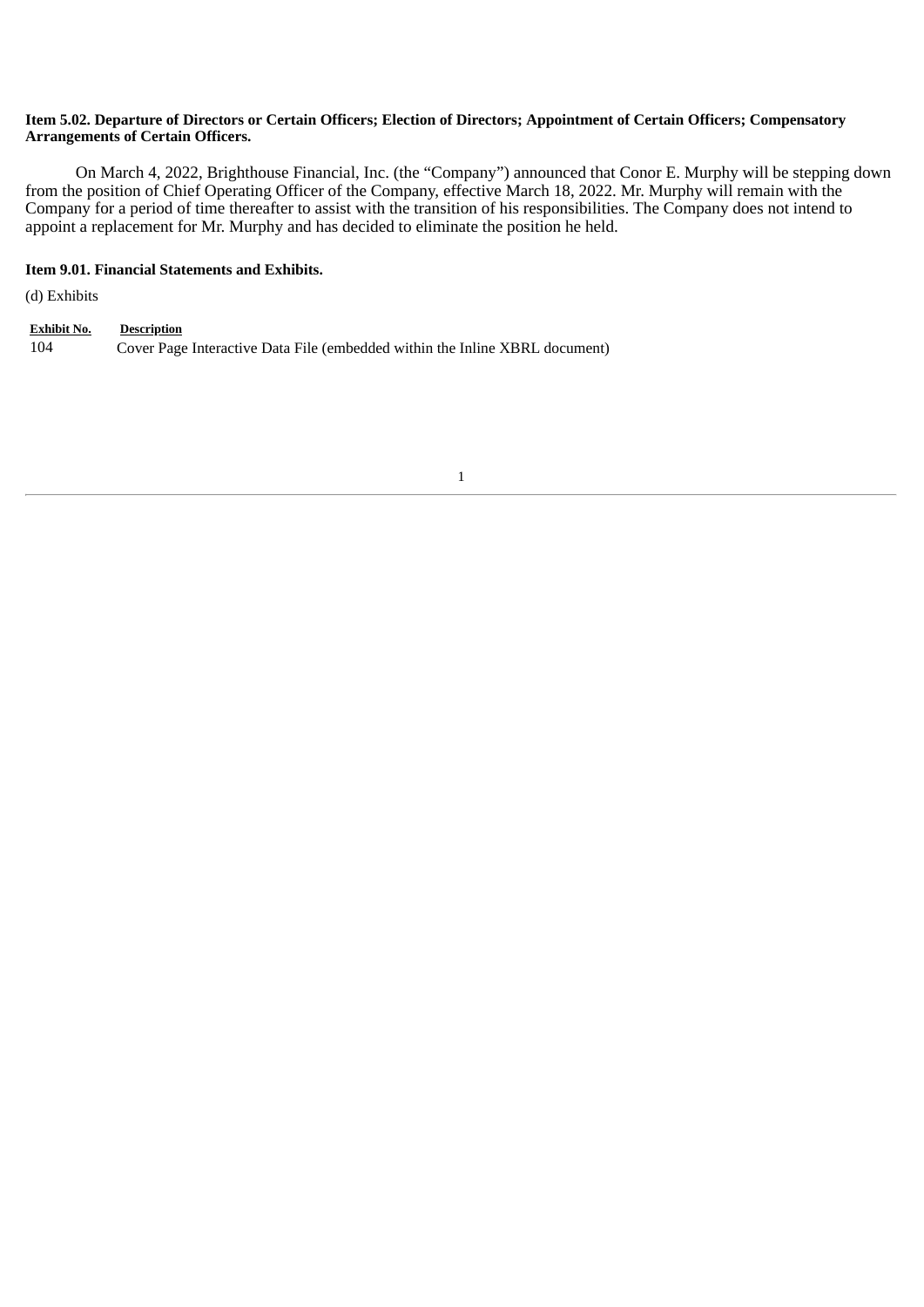**Item 5.02. Departure of Directors or Certain Officers; Election of Directors; Appointment of Certain Officers; Compensatory Arrangements of Certain Officers.**

On March 4, 2022, Brighthouse Financial, Inc. (the "Company") announced that Conor E. Murphy will be stepping down from the position of Chief Operating Officer of the Company, effective March 18, 2022. Mr. Murphy will remain with the Company for a period of time thereafter to assist with the transition of his responsibilities. The Company does not intend to appoint a replacement for Mr. Murphy and has decided to eliminate the position he held.

**Item 9.01. Financial Statements and Exhibits.**

(d) Exhibits

| Exhibit No. | Description |
| --- | --- |
| 104 | Cover Page Interactive Data File (embedded within the Inline XBRL document) |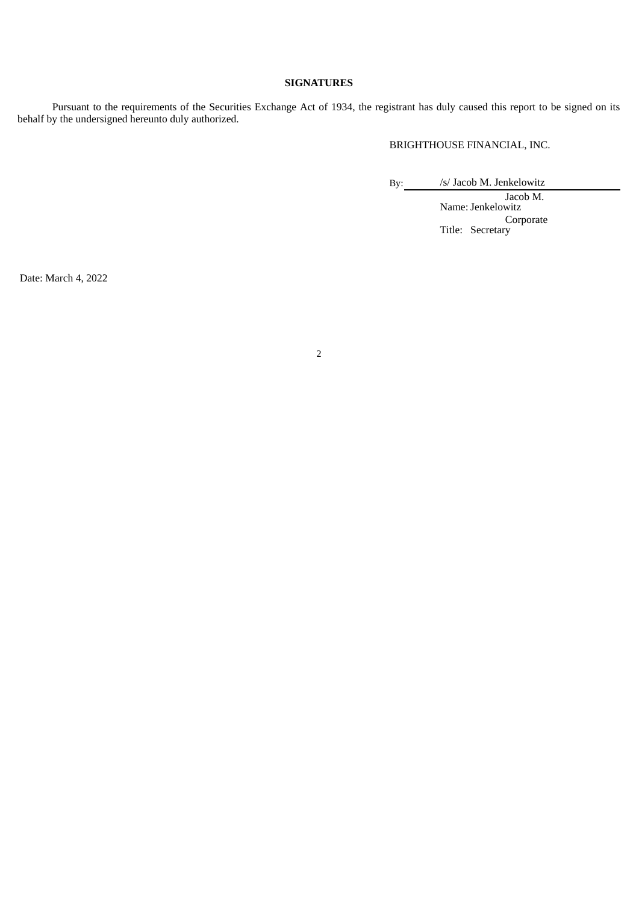**SIGNATURES**

Pursuant to the requirements of the Securities Exchange Act of 1934, the registrant has duly caused this report to be signed on its behalf by the undersigned hereunto duly authorized.

BRIGHTHOUSE FINANCIAL, INC.

By: /s/ Jacob M. Jenkelowitz

Name: Jacob M. Jenkelowitz

Title: Corporate Secretary

Date: March 4, 2022